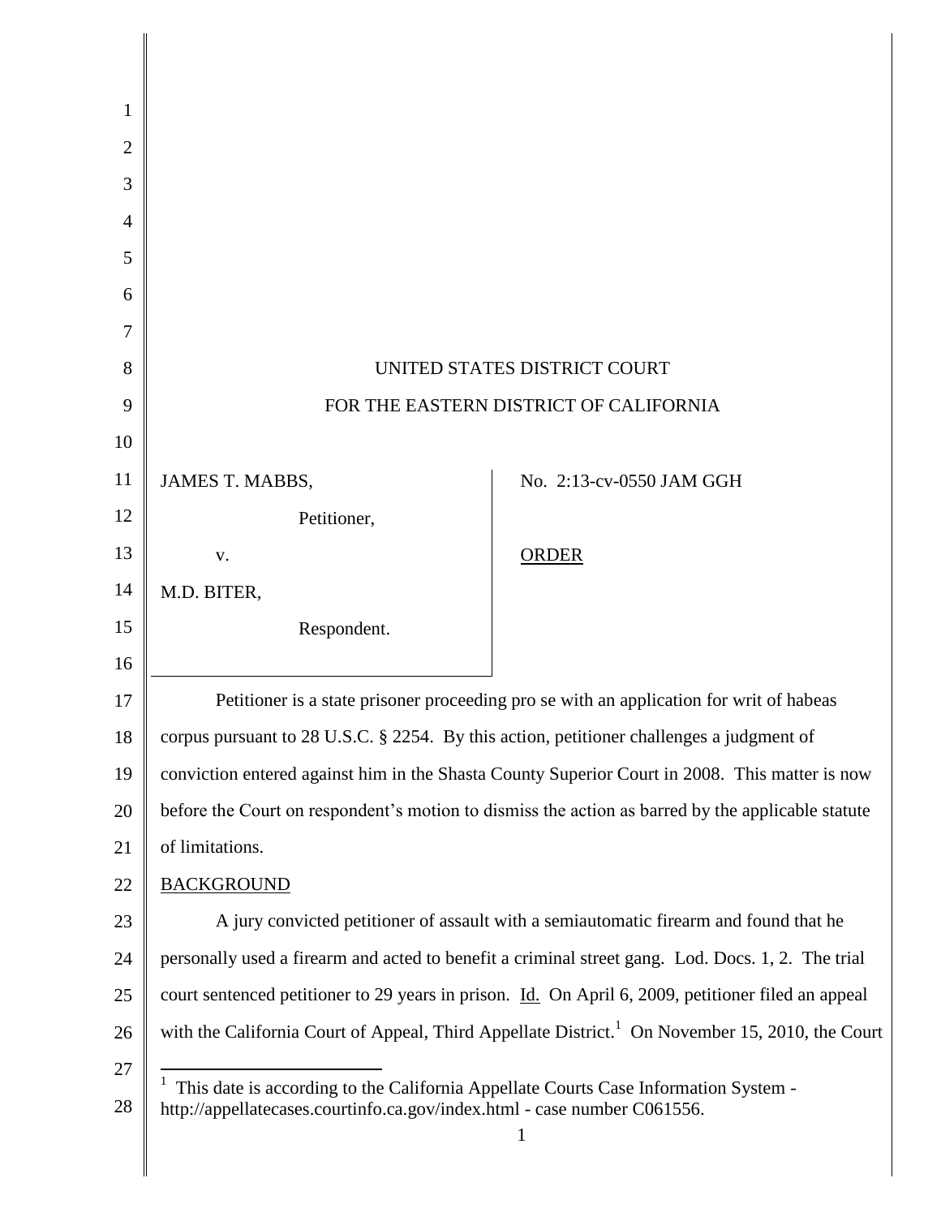UNITED STATES DISTRICT COURT

FOR THE EASTERN DISTRICT OF CALIFORNIA

| | |
|---|---|
| JAMES T. MABBS,<br>Petitioner,<br>v.<br>M.D. BITER,<br>Respondent. | No. 2:13-cv-0550 JAM GGH<br><br>ORDER |

Petitioner is a state prisoner proceeding pro se with an application for writ of habeas corpus pursuant to 28 U.S.C. § 2254. By this action, petitioner challenges a judgment of conviction entered against him in the Shasta County Superior Court in 2008. This matter is now before the Court on respondent's motion to dismiss the action as barred by the applicable statute of limitations.

BACKGROUND

A jury convicted petitioner of assault with a semiautomatic firearm and found that he personally used a firearm and acted to benefit a criminal street gang. Lod. Docs. 1, 2. The trial court sentenced petitioner to 29 years in prison. Id. On April 6, 2009, petitioner filed an appeal with the California Court of Appeal, Third Appellate District.[1] On November 15, 2010, the Court

[1] This date is according to the California Appellate Courts Case Information System - http://appellatecases.courtinfo.ca.gov/index.html - case number C061556.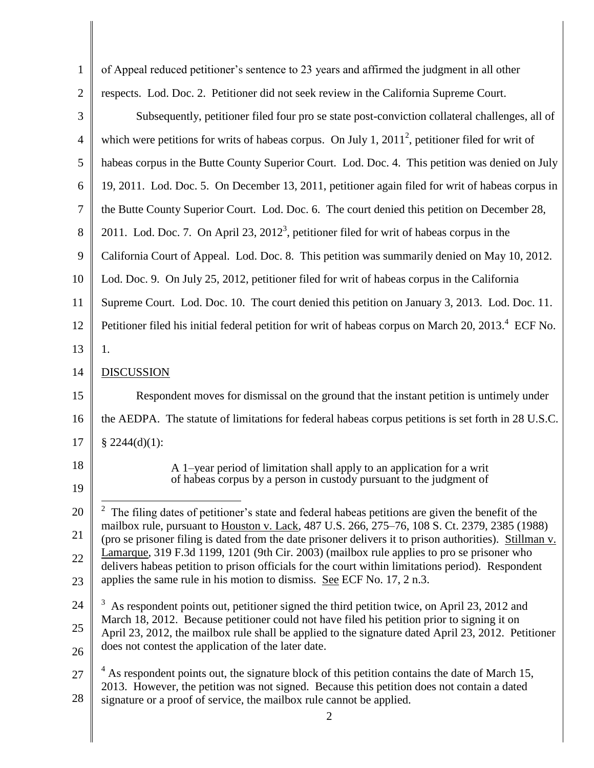of Appeal reduced petitioner's sentence to 23 years and affirmed the judgment in all other respects. Lod. Doc. 2. Petitioner did not seek review in the California Supreme Court.

Subsequently, petitioner filed four pro se state post-conviction collateral challenges, all of which were petitions for writs of habeas corpus. On July 1, 2011[2], petitioner filed for writ of habeas corpus in the Butte County Superior Court. Lod. Doc. 4. This petition was denied on July 19, 2011. Lod. Doc. 5. On December 13, 2011, petitioner again filed for writ of habeas corpus in the Butte County Superior Court. Lod. Doc. 6. The court denied this petition on December 28, 2011. Lod. Doc. 7. On April 23, 2012[3], petitioner filed for writ of habeas corpus in the California Court of Appeal. Lod. Doc. 8. This petition was summarily denied on May 10, 2012. Lod. Doc. 9. On July 25, 2012, petitioner filed for writ of habeas corpus in the California Supreme Court. Lod. Doc. 10. The court denied this petition on January 3, 2013. Lod. Doc. 11. Petitioner filed his initial federal petition for writ of habeas corpus on March 20, 2013.[4] ECF No. 1.

## DISCUSSION

Respondent moves for dismissal on the ground that the instant petition is untimely under the AEDPA. The statute of limitations for federal habeas corpus petitions is set forth in 28 U.S.C. § 2244(d)(1):

> A 1–year period of limitation shall apply to an application for a writ of habeas corpus by a person in custody pursuant to the judgment of

---

[2] The filing dates of petitioner's state and federal habeas petitions are given the benefit of the mailbox rule, pursuant to Houston v. Lack, 487 U.S. 266, 275–76, 108 S. Ct. 2379, 2385 (1988) (pro se prisoner filing is dated from the date prisoner delivers it to prison authorities). Stillman v. Lamarque, 319 F.3d 1199, 1201 (9th Cir. 2003) (mailbox rule applies to pro se prisoner who delivers habeas petition to prison officials for the court within limitations period). Respondent applies the same rule in his motion to dismiss. See ECF No. 17, 2 n.3.

[3] As respondent points out, petitioner signed the third petition twice, on April 23, 2012 and March 18, 2012. Because petitioner could not have filed his petition prior to signing it on April 23, 2012, the mailbox rule shall be applied to the signature dated April 23, 2012. Petitioner does not contest the application of the later date.

[4] As respondent points out, the signature block of this petition contains the date of March 15, 2013. However, the petition was not signed. Because this petition does not contain a dated signature or a proof of service, the mailbox rule cannot be applied.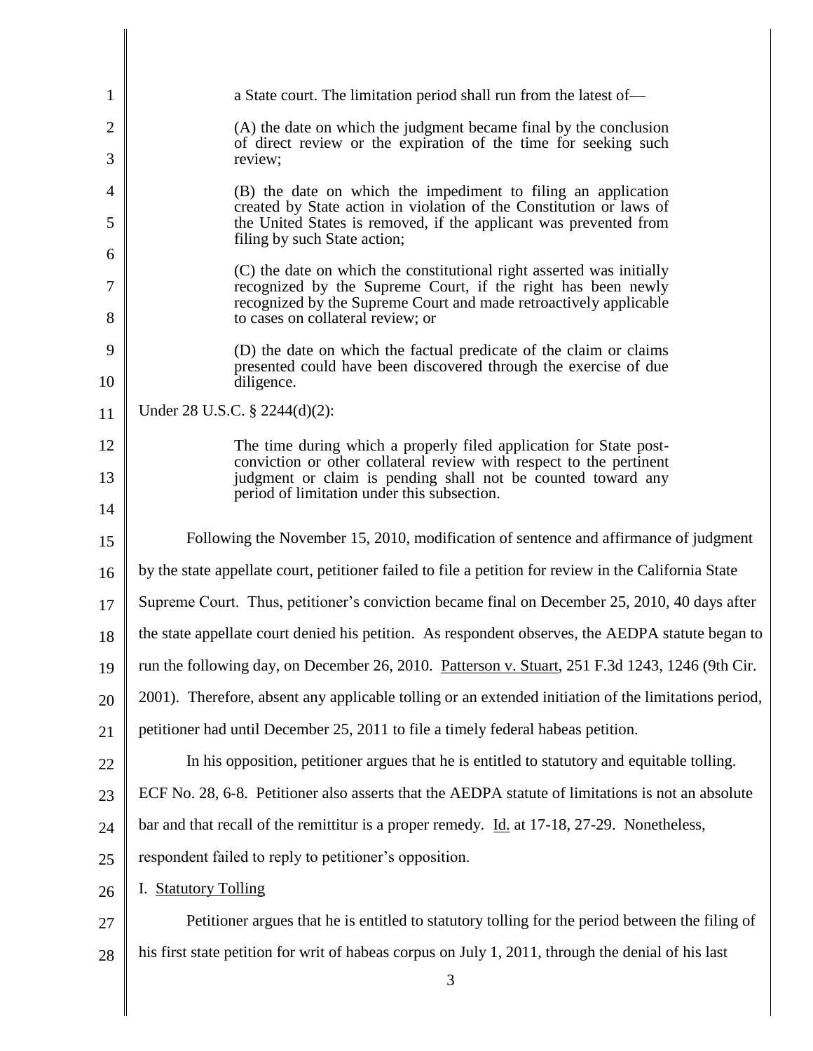> a State court. The limitation period shall run from the latest of—
>
> (A) the date on which the judgment became final by the conclusion of direct review or the expiration of the time for seeking such review;
>
> (B) the date on which the impediment to filing an application created by State action in violation of the Constitution or laws of the United States is removed, if the applicant was prevented from filing by such State action;
>
> (C) the date on which the constitutional right asserted was initially recognized by the Supreme Court, if the right has been newly recognized by the Supreme Court and made retroactively applicable to cases on collateral review; or
>
> (D) the date on which the factual predicate of the claim or claims presented could have been discovered through the exercise of due diligence.

Under 28 U.S.C. § 2244(d)(2):

> The time during which a properly filed application for State post-conviction or other collateral review with respect to the pertinent judgment or claim is pending shall not be counted toward any period of limitation under this subsection.

Following the November 15, 2010, modification of sentence and affirmance of judgment by the state appellate court, petitioner failed to file a petition for review in the California State Supreme Court. Thus, petitioner's conviction became final on December 25, 2010, 40 days after the state appellate court denied his petition. As respondent observes, the AEDPA statute began to run the following day, on December 26, 2010. Patterson v. Stuart, 251 F.3d 1243, 1246 (9th Cir. 2001). Therefore, absent any applicable tolling or an extended initiation of the limitations period, petitioner had until December 25, 2011 to file a timely federal habeas petition.

In his opposition, petitioner argues that he is entitled to statutory and equitable tolling. ECF No. 28, 6-8. Petitioner also asserts that the AEDPA statute of limitations is not an absolute bar and that recall of the remittitur is a proper remedy. Id. at 17-18, 27-29. Nonetheless, respondent failed to reply to petitioner's opposition.

I. Statutory Tolling

Petitioner argues that he is entitled to statutory tolling for the period between the filing of his first state petition for writ of habeas corpus on July 1, 2011, through the denial of his last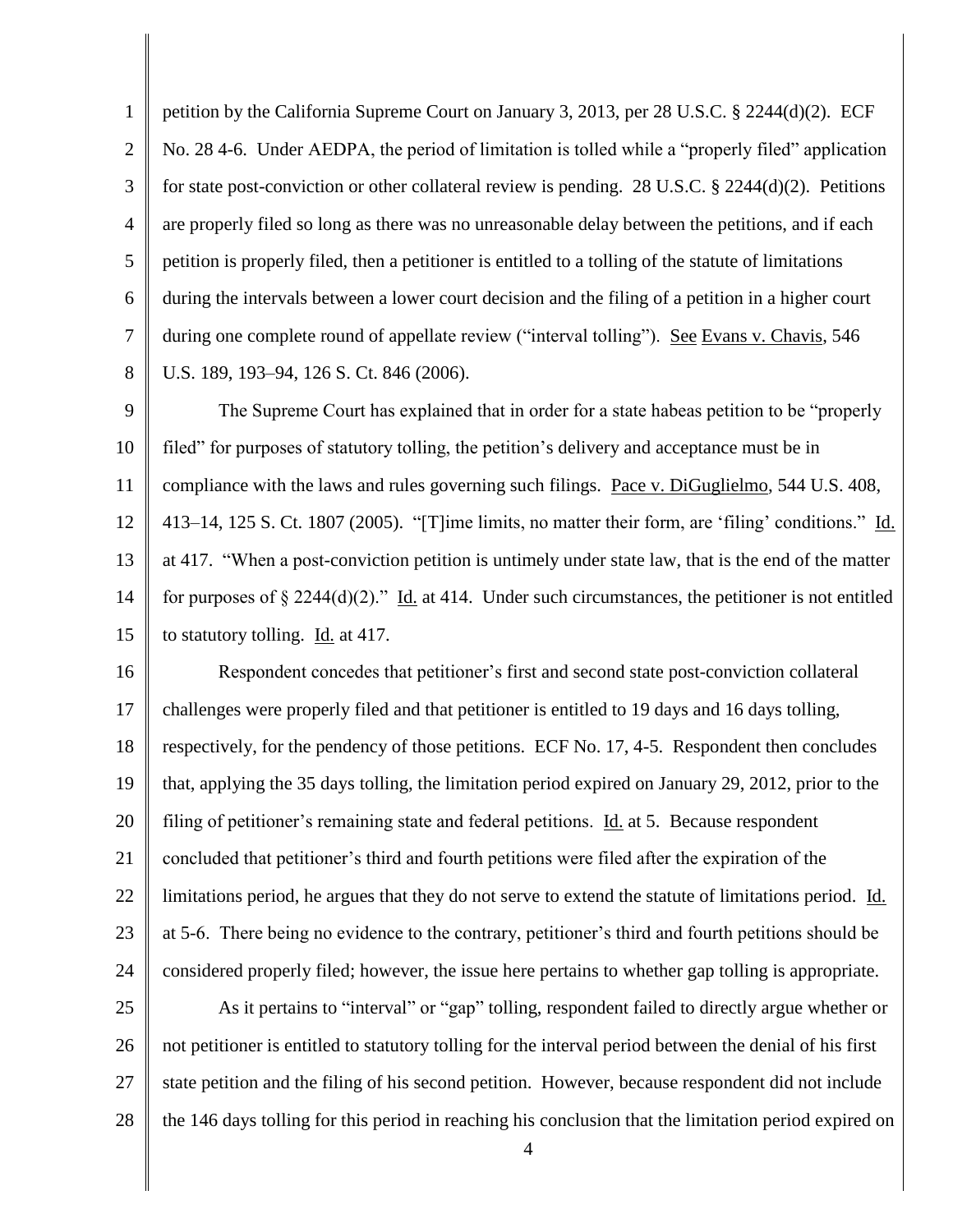petition by the California Supreme Court on January 3, 2013, per 28 U.S.C. § 2244(d)(2). ECF No. 28 4-6. Under AEDPA, the period of limitation is tolled while a "properly filed" application for state post-conviction or other collateral review is pending. 28 U.S.C. § 2244(d)(2). Petitions are properly filed so long as there was no unreasonable delay between the petitions, and if each petition is properly filed, then a petitioner is entitled to a tolling of the statute of limitations during the intervals between a lower court decision and the filing of a petition in a higher court during one complete round of appellate review ("interval tolling"). See Evans v. Chavis, 546 U.S. 189, 193–94, 126 S. Ct. 846 (2006).

The Supreme Court has explained that in order for a state habeas petition to be "properly filed" for purposes of statutory tolling, the petition's delivery and acceptance must be in compliance with the laws and rules governing such filings. Pace v. DiGuglielmo, 544 U.S. 408, 413–14, 125 S. Ct. 1807 (2005). "[T]ime limits, no matter their form, are 'filing' conditions." Id. at 417. "When a post-conviction petition is untimely under state law, that is the end of the matter for purposes of § 2244(d)(2)." Id. at 414. Under such circumstances, the petitioner is not entitled to statutory tolling. Id. at 417.

Respondent concedes that petitioner's first and second state post-conviction collateral challenges were properly filed and that petitioner is entitled to 19 days and 16 days tolling, respectively, for the pendency of those petitions. ECF No. 17, 4-5. Respondent then concludes that, applying the 35 days tolling, the limitation period expired on January 29, 2012, prior to the filing of petitioner's remaining state and federal petitions. Id. at 5. Because respondent concluded that petitioner's third and fourth petitions were filed after the expiration of the limitations period, he argues that they do not serve to extend the statute of limitations period. Id. at 5-6. There being no evidence to the contrary, petitioner's third and fourth petitions should be considered properly filed; however, the issue here pertains to whether gap tolling is appropriate.

As it pertains to "interval" or "gap" tolling, respondent failed to directly argue whether or not petitioner is entitled to statutory tolling for the interval period between the denial of his first state petition and the filing of his second petition. However, because respondent did not include the 146 days tolling for this period in reaching his conclusion that the limitation period expired on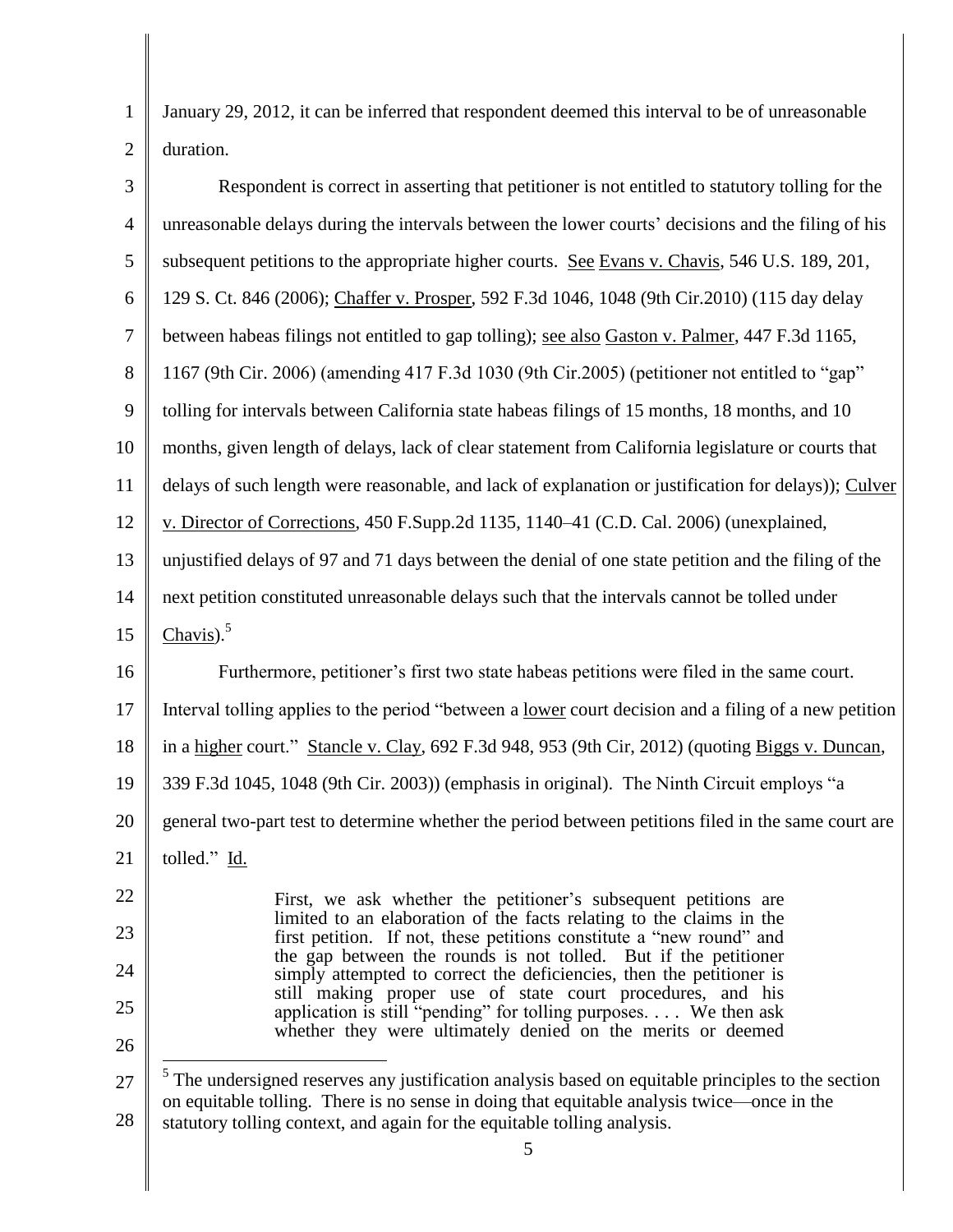January 29, 2012, it can be inferred that respondent deemed this interval to be of unreasonable duration.

Respondent is correct in asserting that petitioner is not entitled to statutory tolling for the unreasonable delays during the intervals between the lower courts' decisions and the filing of his subsequent petitions to the appropriate higher courts. See Evans v. Chavis, 546 U.S. 189, 201, 129 S. Ct. 846 (2006); Chaffer v. Prosper, 592 F.3d 1046, 1048 (9th Cir.2010) (115 day delay between habeas filings not entitled to gap tolling); see also Gaston v. Palmer, 447 F.3d 1165, 1167 (9th Cir. 2006) (amending 417 F.3d 1030 (9th Cir.2005) (petitioner not entitled to "gap" tolling for intervals between California state habeas filings of 15 months, 18 months, and 10 months, given length of delays, lack of clear statement from California legislature or courts that delays of such length were reasonable, and lack of explanation or justification for delays)); Culver v. Director of Corrections, 450 F.Supp.2d 1135, 1140–41 (C.D. Cal. 2006) (unexplained, unjustified delays of 97 and 71 days between the denial of one state petition and the filing of the next petition constituted unreasonable delays such that the intervals cannot be tolled under Chavis).[5]

Furthermore, petitioner's first two state habeas petitions were filed in the same court. Interval tolling applies to the period "between a lower court decision and a filing of a new petition in a higher court." Stancle v. Clay, 692 F.3d 948, 953 (9th Cir, 2012) (quoting Biggs v. Duncan, 339 F.3d 1045, 1048 (9th Cir. 2003)) (emphasis in original). The Ninth Circuit employs "a general two-part test to determine whether the period between petitions filed in the same court are tolled." Id.

> First, we ask whether the petitioner's subsequent petitions are limited to an elaboration of the facts relating to the claims in the first petition. If not, these petitions constitute a "new round" and the gap between the rounds is not tolled. But if the petitioner simply attempted to correct the deficiencies, then the petitioner is still making proper use of state court procedures, and his application is still "pending" for tolling purposes. . . . We then ask whether they were ultimately denied on the merits or deemed

[5] The undersigned reserves any justification analysis based on equitable principles to the section on equitable tolling. There is no sense in doing that equitable analysis twice—once in the statutory tolling context, and again for the equitable tolling analysis.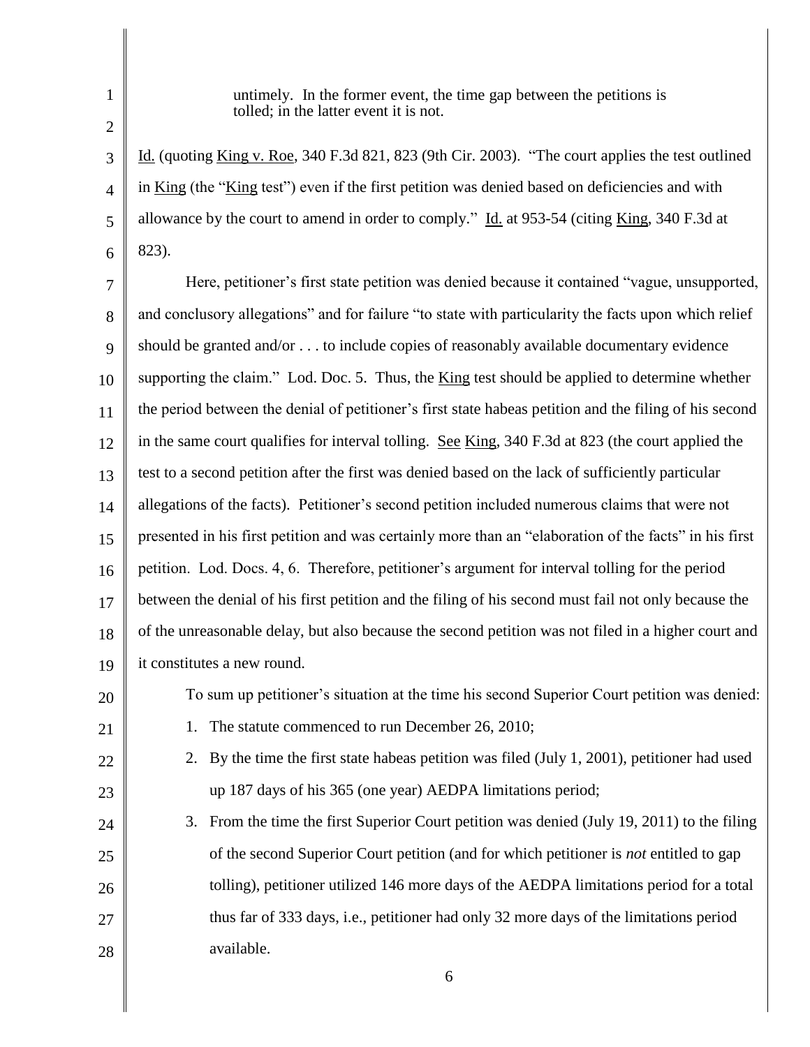untimely. In the former event, the time gap between the petitions is tolled; in the latter event it is not.

Id. (quoting King v. Roe, 340 F.3d 821, 823 (9th Cir. 2003). "The court applies the test outlined in King (the "King test") even if the first petition was denied based on deficiencies and with allowance by the court to amend in order to comply." Id. at 953-54 (citing King, 340 F.3d at 823).

Here, petitioner's first state petition was denied because it contained "vague, unsupported, and conclusory allegations" and for failure "to state with particularity the facts upon which relief should be granted and/or . . . to include copies of reasonably available documentary evidence supporting the claim." Lod. Doc. 5. Thus, the King test should be applied to determine whether the period between the denial of petitioner's first state habeas petition and the filing of his second in the same court qualifies for interval tolling. See King, 340 F.3d at 823 (the court applied the test to a second petition after the first was denied based on the lack of sufficiently particular allegations of the facts). Petitioner's second petition included numerous claims that were not presented in his first petition and was certainly more than an "elaboration of the facts" in his first petition. Lod. Docs. 4, 6. Therefore, petitioner's argument for interval tolling for the period between the denial of his first petition and the filing of his second must fail not only because the of the unreasonable delay, but also because the second petition was not filed in a higher court and it constitutes a new round.

To sum up petitioner's situation at the time his second Superior Court petition was denied:

1. The statute commenced to run December 26, 2010;
2. By the time the first state habeas petition was filed (July 1, 2001), petitioner had used up 187 days of his 365 (one year) AEDPA limitations period;
3. From the time the first Superior Court petition was denied (July 19, 2011) to the filing of the second Superior Court petition (and for which petitioner is *not* entitled to gap tolling), petitioner utilized 146 more days of the AEDPA limitations period for a total thus far of 333 days, i.e., petitioner had only 32 more days of the limitations period available.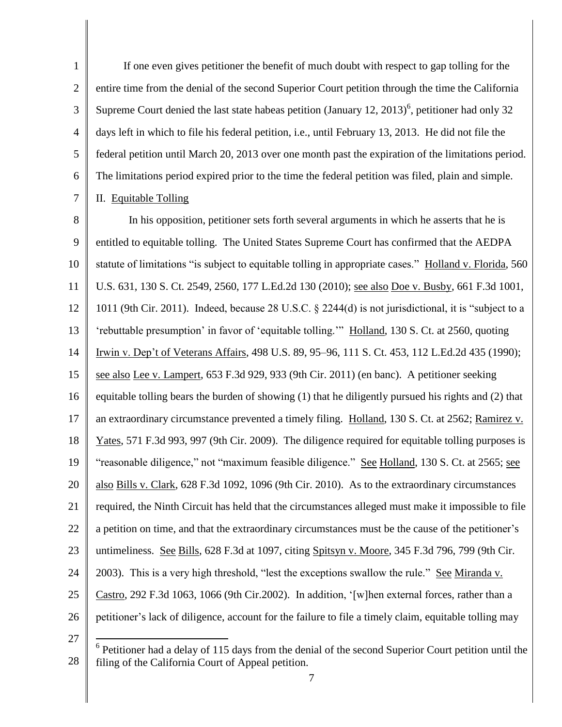If one even gives petitioner the benefit of much doubt with respect to gap tolling for the entire time from the denial of the second Superior Court petition through the time the California Supreme Court denied the last state habeas petition (January 12, 2013)[6], petitioner had only 32 days left in which to file his federal petition, i.e., until February 13, 2013. He did not file the federal petition until March 20, 2013 over one month past the expiration of the limitations period. The limitations period expired prior to the time the federal petition was filed, plain and simple.

II. Equitable Tolling

In his opposition, petitioner sets forth several arguments in which he asserts that he is entitled to equitable tolling. The United States Supreme Court has confirmed that the AEDPA statute of limitations "is subject to equitable tolling in appropriate cases." Holland v. Florida, 560 U.S. 631, 130 S. Ct. 2549, 2560, 177 L.Ed.2d 130 (2010); see also Doe v. Busby, 661 F.3d 1001, 1011 (9th Cir. 2011). Indeed, because 28 U.S.C. § 2244(d) is not jurisdictional, it is "subject to a 'rebuttable presumption' in favor of 'equitable tolling.'" Holland, 130 S. Ct. at 2560, quoting Irwin v. Dep't of Veterans Affairs, 498 U.S. 89, 95–96, 111 S. Ct. 453, 112 L.Ed.2d 435 (1990); see also Lee v. Lampert, 653 F.3d 929, 933 (9th Cir. 2011) (en banc). A petitioner seeking equitable tolling bears the burden of showing (1) that he diligently pursued his rights and (2) that an extraordinary circumstance prevented a timely filing. Holland, 130 S. Ct. at 2562; Ramirez v. Yates, 571 F.3d 993, 997 (9th Cir. 2009). The diligence required for equitable tolling purposes is "reasonable diligence," not "maximum feasible diligence." See Holland, 130 S. Ct. at 2565; see also Bills v. Clark, 628 F.3d 1092, 1096 (9th Cir. 2010). As to the extraordinary circumstances required, the Ninth Circuit has held that the circumstances alleged must make it impossible to file a petition on time, and that the extraordinary circumstances must be the cause of the petitioner's untimeliness. See Bills, 628 F.3d at 1097, citing Spitsyn v. Moore, 345 F.3d 796, 799 (9th Cir. 2003). This is a very high threshold, "lest the exceptions swallow the rule." See Miranda v. Castro, 292 F.3d 1063, 1066 (9th Cir.2002). In addition, '[w]hen external forces, rather than a petitioner's lack of diligence, account for the failure to file a timely claim, equitable tolling may

[6] Petitioner had a delay of 115 days from the denial of the second Superior Court petition until the filing of the California Court of Appeal petition.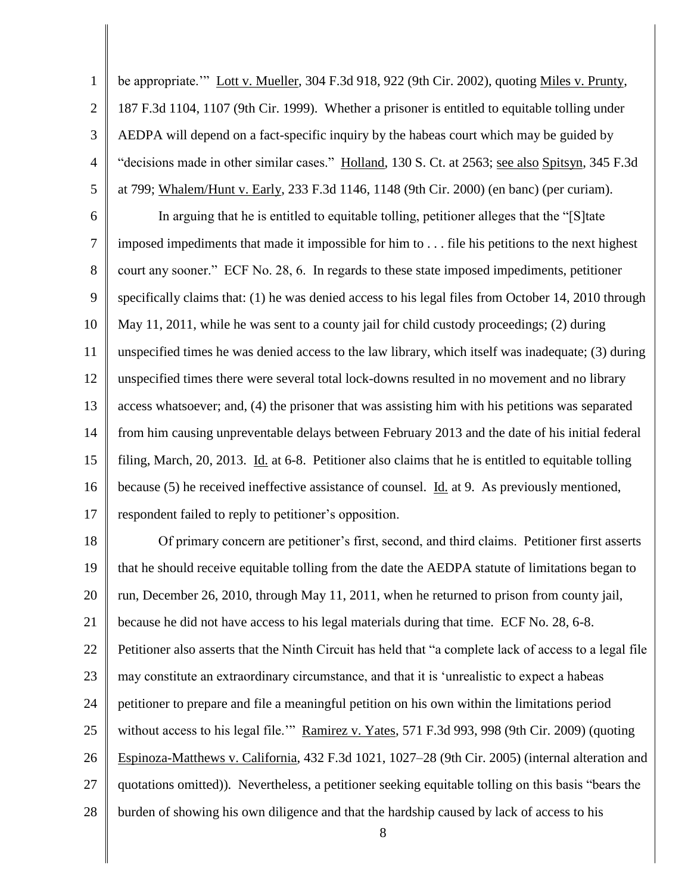be appropriate.'" Lott v. Mueller, 304 F.3d 918, 922 (9th Cir. 2002), quoting Miles v. Prunty, 187 F.3d 1104, 1107 (9th Cir. 1999). Whether a prisoner is entitled to equitable tolling under AEDPA will depend on a fact-specific inquiry by the habeas court which may be guided by "decisions made in other similar cases." Holland, 130 S. Ct. at 2563; see also Spitsyn, 345 F.3d at 799; Whalem/Hunt v. Early, 233 F.3d 1146, 1148 (9th Cir. 2000) (en banc) (per curiam).

In arguing that he is entitled to equitable tolling, petitioner alleges that the "[S]tate imposed impediments that made it impossible for him to . . . file his petitions to the next highest court any sooner." ECF No. 28, 6. In regards to these state imposed impediments, petitioner specifically claims that: (1) he was denied access to his legal files from October 14, 2010 through May 11, 2011, while he was sent to a county jail for child custody proceedings; (2) during unspecified times he was denied access to the law library, which itself was inadequate; (3) during unspecified times there were several total lock-downs resulted in no movement and no library access whatsoever; and, (4) the prisoner that was assisting him with his petitions was separated from him causing unpreventable delays between February 2013 and the date of his initial federal filing, March, 20, 2013. Id. at 6-8. Petitioner also claims that he is entitled to equitable tolling because (5) he received ineffective assistance of counsel. Id. at 9. As previously mentioned, respondent failed to reply to petitioner's opposition.

Of primary concern are petitioner's first, second, and third claims. Petitioner first asserts that he should receive equitable tolling from the date the AEDPA statute of limitations began to run, December 26, 2010, through May 11, 2011, when he returned to prison from county jail, because he did not have access to his legal materials during that time. ECF No. 28, 6-8. Petitioner also asserts that the Ninth Circuit has held that "a complete lack of access to a legal file may constitute an extraordinary circumstance, and that it is 'unrealistic to expect a habeas petitioner to prepare and file a meaningful petition on his own within the limitations period without access to his legal file.'" Ramirez v. Yates, 571 F.3d 993, 998 (9th Cir. 2009) (quoting Espinoza-Matthews v. California, 432 F.3d 1021, 1027–28 (9th Cir. 2005) (internal alteration and quotations omitted)). Nevertheless, a petitioner seeking equitable tolling on this basis "bears the burden of showing his own diligence and that the hardship caused by lack of access to his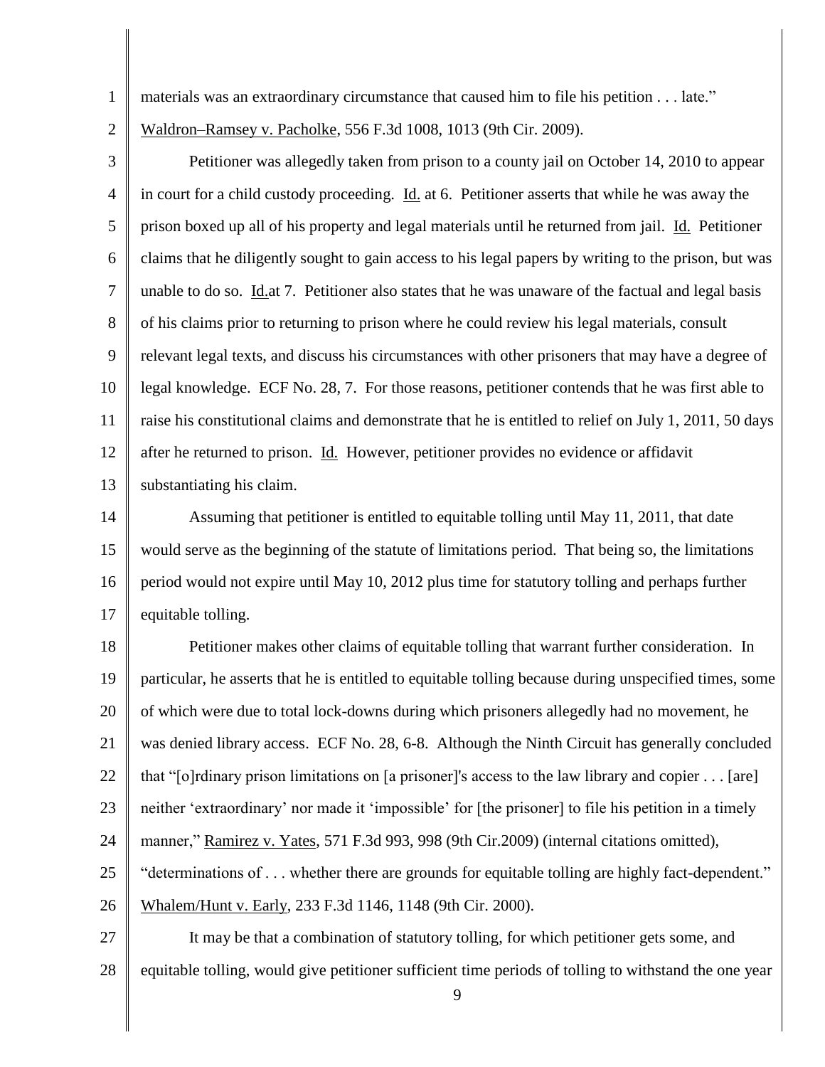materials was an extraordinary circumstance that caused him to file his petition . . . late." Waldron–Ramsey v. Pacholke, 556 F.3d 1008, 1013 (9th Cir. 2009).

Petitioner was allegedly taken from prison to a county jail on October 14, 2010 to appear in court for a child custody proceeding. Id. at 6. Petitioner asserts that while he was away the prison boxed up all of his property and legal materials until he returned from jail. Id. Petitioner claims that he diligently sought to gain access to his legal papers by writing to the prison, but was unable to do so. Id. at 7. Petitioner also states that he was unaware of the factual and legal basis of his claims prior to returning to prison where he could review his legal materials, consult relevant legal texts, and discuss his circumstances with other prisoners that may have a degree of legal knowledge. ECF No. 28, 7. For those reasons, petitioner contends that he was first able to raise his constitutional claims and demonstrate that he is entitled to relief on July 1, 2011, 50 days after he returned to prison. Id. However, petitioner provides no evidence or affidavit substantiating his claim.

Assuming that petitioner is entitled to equitable tolling until May 11, 2011, that date would serve as the beginning of the statute of limitations period. That being so, the limitations period would not expire until May 10, 2012 plus time for statutory tolling and perhaps further equitable tolling.

Petitioner makes other claims of equitable tolling that warrant further consideration. In particular, he asserts that he is entitled to equitable tolling because during unspecified times, some of which were due to total lock-downs during which prisoners allegedly had no movement, he was denied library access. ECF No. 28, 6-8. Although the Ninth Circuit has generally concluded that "[o]rdinary prison limitations on [a prisoner]'s access to the law library and copier . . . [are] neither 'extraordinary' nor made it 'impossible' for [the prisoner] to file his petition in a timely manner," Ramirez v. Yates, 571 F.3d 993, 998 (9th Cir.2009) (internal citations omitted), "determinations of . . . whether there are grounds for equitable tolling are highly fact-dependent." Whalem/Hunt v. Early, 233 F.3d 1146, 1148 (9th Cir. 2000).

It may be that a combination of statutory tolling, for which petitioner gets some, and equitable tolling, would give petitioner sufficient time periods of tolling to withstand the one year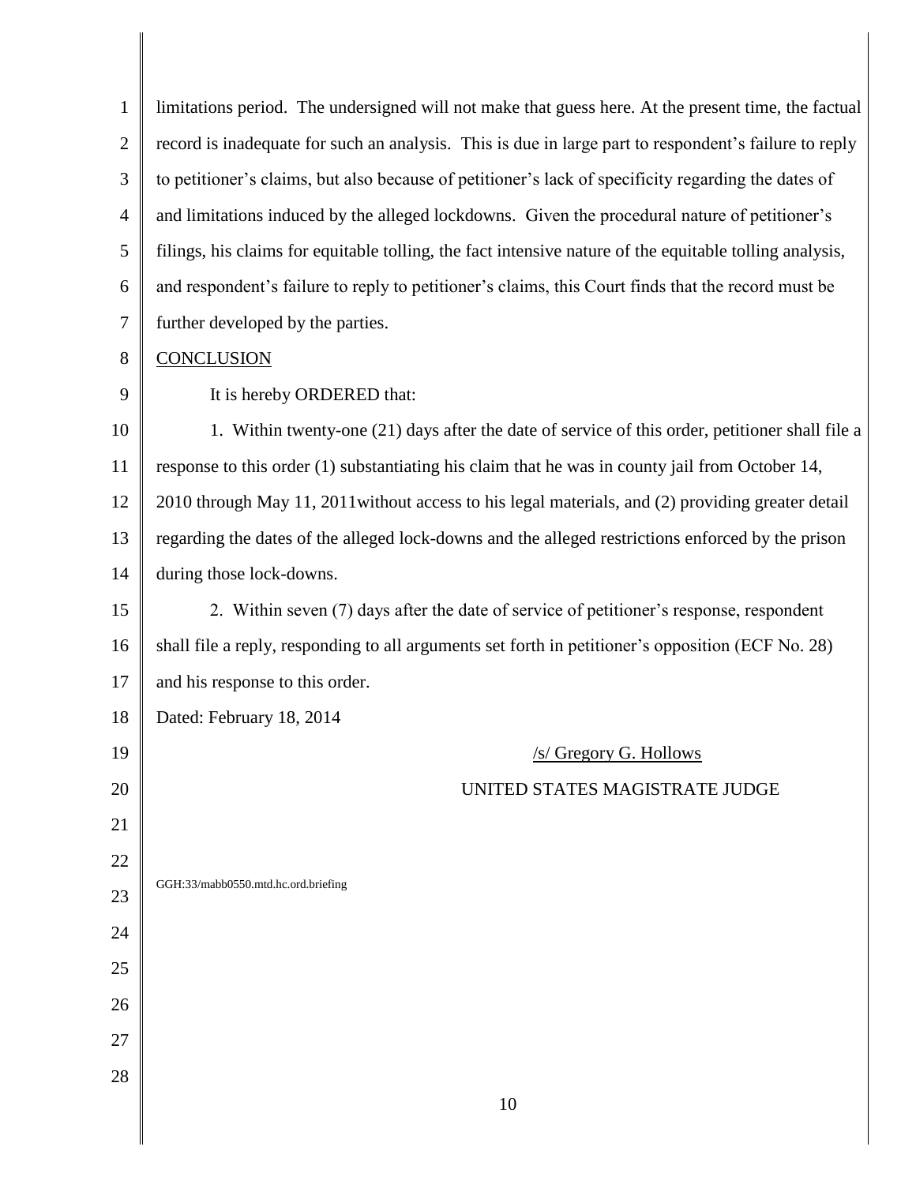limitations period. The undersigned will not make that guess here. At the present time, the factual record is inadequate for such an analysis. This is due in large part to respondent's failure to reply to petitioner's claims, but also because of petitioner's lack of specificity regarding the dates of and limitations induced by the alleged lockdowns. Given the procedural nature of petitioner's filings, his claims for equitable tolling, the fact intensive nature of the equitable tolling analysis, and respondent's failure to reply to petitioner's claims, this Court finds that the record must be further developed by the parties.

CONCLUSION

It is hereby ORDERED that:

1. Within twenty-one (21) days after the date of service of this order, petitioner shall file a response to this order (1) substantiating his claim that he was in county jail from October 14, 2010 through May 11, 2011without access to his legal materials, and (2) providing greater detail regarding the dates of the alleged lock-downs and the alleged restrictions enforced by the prison during those lock-downs.

2. Within seven (7) days after the date of service of petitioner's response, respondent shall file a reply, responding to all arguments set forth in petitioner's opposition (ECF No. 28) and his response to this order.

Dated: February 18, 2014

/s/ Gregory G. Hollows

UNITED STATES MAGISTRATE JUDGE

GGH:33/mabb0550.mtd.hc.ord.briefing